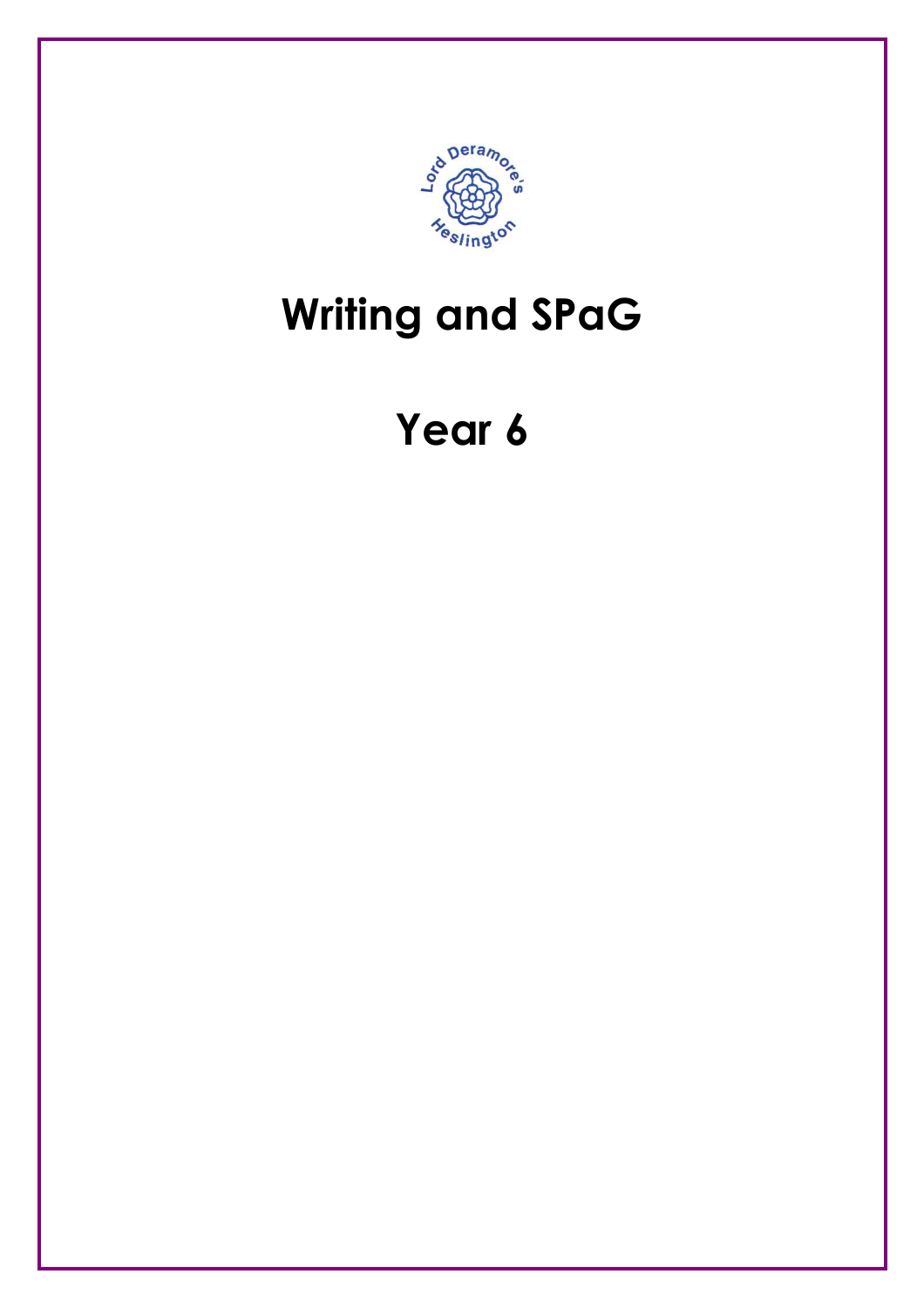# Writing and SPaG

# Year 6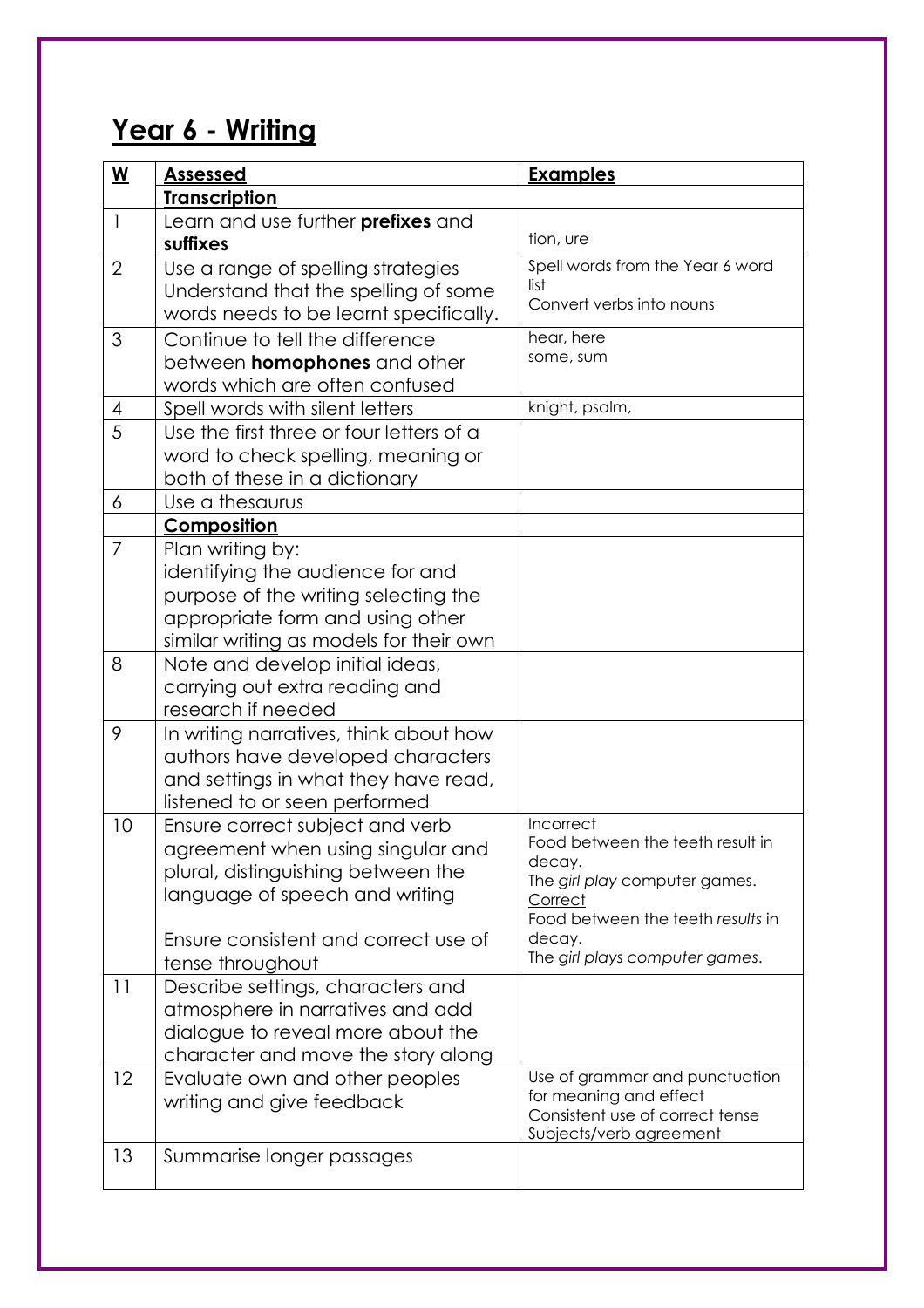# Year 6 - Writing

| W | Assessed | Examples |
|---|---|---|
| | **Transcription** | |
| 1 | Learn and use further **prefixes** and **suffixes** | tion, ure |
| 2 | Use a range of spelling strategies Understand that the spelling of some words needs to be learnt specifically. | Spell words from the Year 6 word list<br>Convert verbs into nouns |
| 3 | Continue to tell the difference between **homophones** and other words which are often confused | hear, here<br>some, sum |
| 4 | Spell words with silent letters | knight, psalm, |
| 5 | Use the first three or four letters of a word to check spelling, meaning or both of these in a dictionary | |
| 6 | Use a thesaurus | |
| | **Composition** | |
| 7 | Plan writing by:<br>identifying the audience for and purpose of the writing selecting the appropriate form and using other similar writing as models for their own | |
| 8 | Note and develop initial ideas, carrying out extra reading and research if needed | |
| 9 | In writing narratives, think about how authors have developed characters and settings in what they have read, listened to or seen performed | |
| 10 | Ensure correct subject and verb agreement when using singular and plural, distinguishing between the language of speech and writing<br><br>Ensure consistent and correct use of tense throughout | Incorrect<br>Food between the teeth result in decay.<br>The *girl play* computer games.<br>Correct<br>Food between the teeth *results* in decay.<br>The *girl plays computer games.* |
| 11 | Describe settings, characters and atmosphere in narratives and add dialogue to reveal more about the character and move the story along | |
| 12 | Evaluate own and other peoples writing and give feedback | Use of grammar and punctuation for meaning and effect<br>Consistent use of correct tense<br>Subjects/verb agreement |
| 13 | Summarise longer passages | |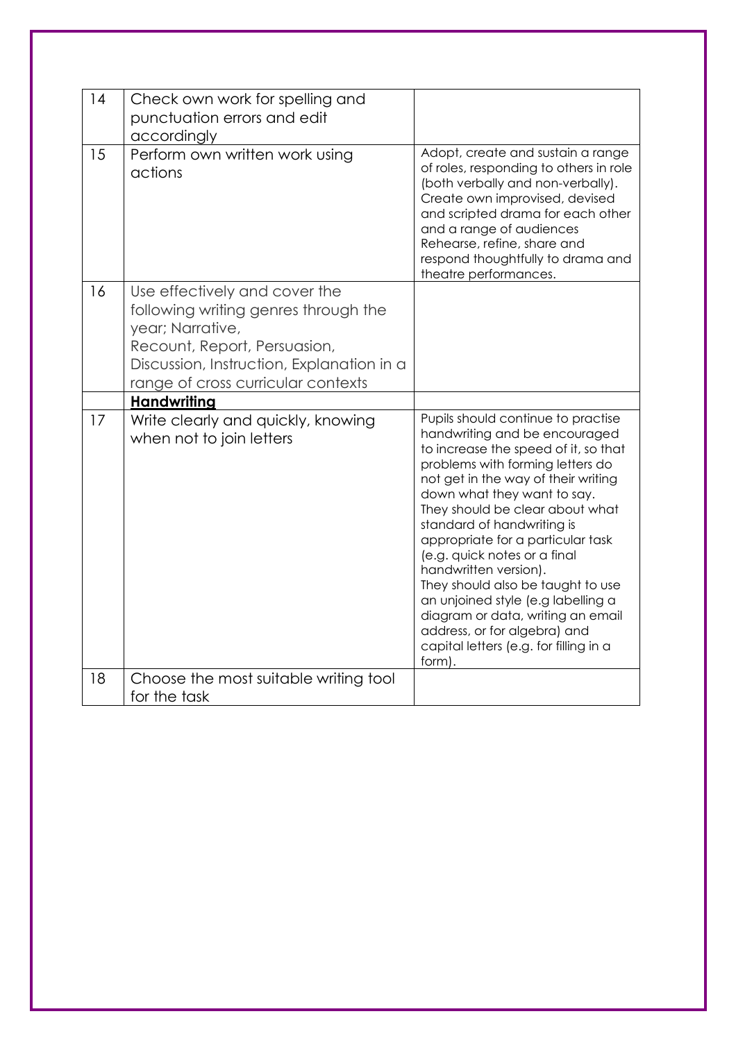| | | |
|---|---|---|
| 14 | Check own work for spelling and punctuation errors and edit accordingly | |
| 15 | Perform own written work using actions | Adopt, create and sustain a range of roles, responding to others in role (both verbally and non-verbally). Create own improvised, devised and scripted drama for each other and a range of audiences Rehearse, refine, share and respond thoughtfully to drama and theatre performances. |
| 16 | Use effectively and cover the following writing genres through the year; Narrative, Recount, Report, Persuasion, Discussion, Instruction, Explanation in a range of cross curricular contexts | |
| | **Handwriting** | |
| 17 | Write clearly and quickly, knowing when not to join letters | Pupils should continue to practise handwriting and be encouraged to increase the speed of it, so that problems with forming letters do not get in the way of their writing down what they want to say. They should be clear about what standard of handwriting is appropriate for a particular task (e.g. quick notes or a final handwritten version). They should also be taught to use an unjoined style (e.g labelling a diagram or data, writing an email address, or for algebra) and capital letters (e.g. for filling in a form). |
| 18 | Choose the most suitable writing tool for the task | |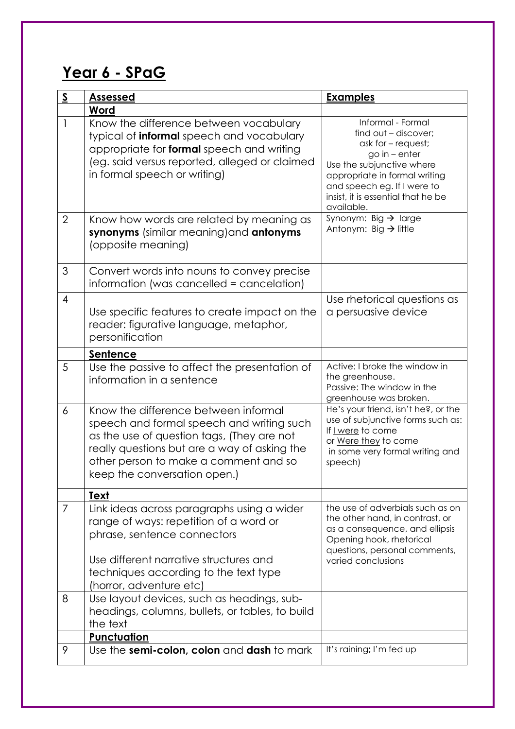# Year 6 - SPaG

| S | Assessed | Examples |
|---|---|---|
| | **Word** | |
| 1 | Know the difference between vocabulary typical of **informal** speech and vocabulary appropriate for **formal** speech and writing (eg. said versus reported, alleged or claimed in formal speech or writing) | Informal - Formal<br>find out – discover;<br>ask for – request;<br>go in – enter<br>Use the subjunctive where appropriate in formal writing and speech eg. If I were to insist, it is essential that he be available. |
| 2 | Know how words are related by meaning as **synonyms** (similar meaning)and **antonyms** (opposite meaning) | Synonym: Big → large<br>Antonym: Big → little |
| 3 | Convert words into nouns to convey precise information (was cancelled = cancelation) | |
| 4 | Use specific features to create impact on the reader: figurative language, metaphor, personification | Use rhetorical questions as a persuasive device |
| | **Sentence** | |
| 5 | Use the passive to affect the presentation of information in a sentence | Active: I broke the window in the greenhouse.<br>Passive: The window in the greenhouse was broken. |
| 6 | Know the difference between informal speech and formal speech and writing such as the use of question tags, (They are not really questions but are a way of asking the other person to make a comment and so keep the conversation open.) | He's your friend, isn't he?, or the use of subjunctive forms such as: If I were to come or Were they to come in some very formal writing and speech) |
| | **Text** | |
| 7 | Link ideas across paragraphs using a wider range of ways: repetition of a word or phrase, sentence connectors<br><br>Use different narrative structures and techniques according to the text type (horror, adventure etc) | the use of adverbials such as on the other hand, in contrast, or as a consequence, and ellipsis Opening hook, rhetorical questions, personal comments, varied conclusions |
| 8 | Use layout devices, such as headings, sub-headings, columns, bullets, or tables, to build the text | |
| | **Punctuation** | |
| 9 | Use the **semi-colon, colon** and **dash** to mark | It's raining**;** I'm fed up |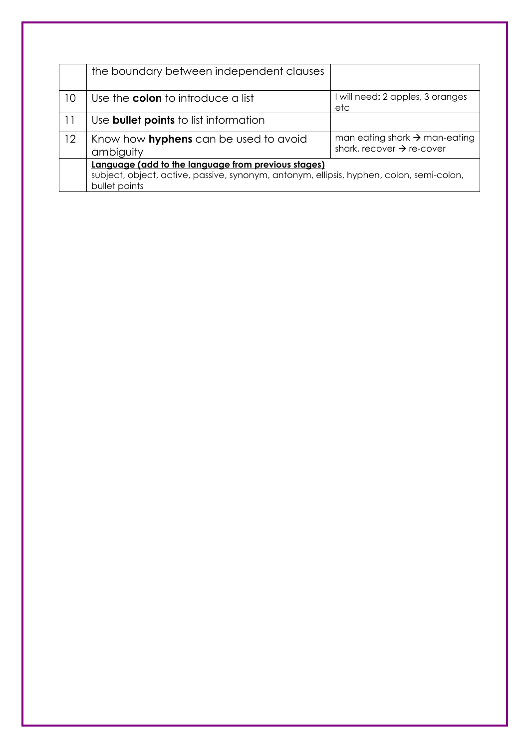| | | |
|---|---|---|
| | the boundary between independent clauses | |
| 10 | Use the **colon** to introduce a list | I will need**:** 2 apples, 3 oranges etc |
| 11 | Use **bullet points** to list information | |
| 12 | Know how **hyphens** can be used to avoid ambiguity | man eating shark → man-eating shark, recover → re-cover |
| | **Language (add to the language from previous stages)** subject, object, active, passive, synonym, antonym, ellipsis, hyphen, colon, semi-colon, bullet points | |